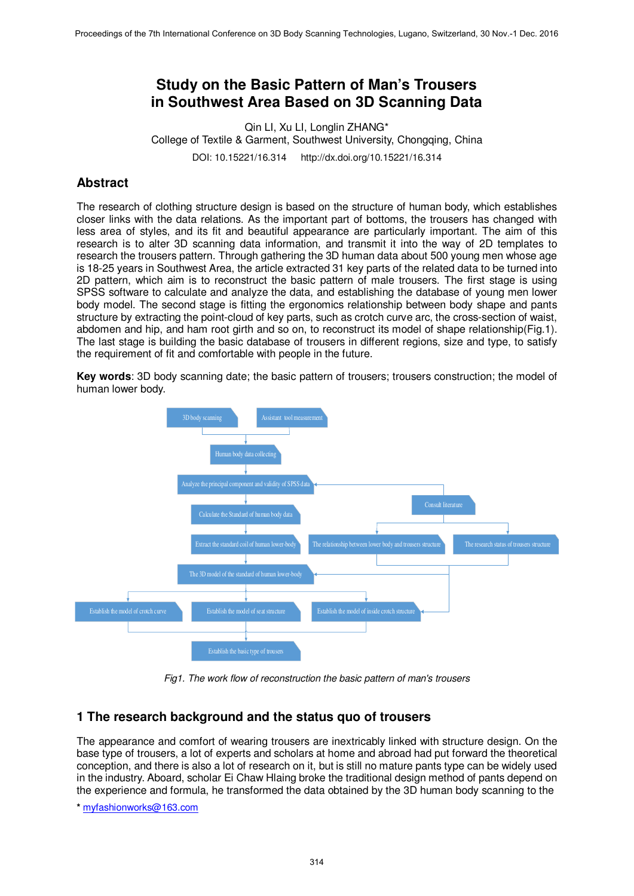# Study on the Basic Pattern of Man's Trousers in Southwest Area Based on 3D Scanning Data

Qin LI, Xu LI, Longlin ZHANG*
College of Textile & Garment, Southwest University, Chongqing, China

DOI: 10.15221/16.314 http://dx.doi.org/10.15221/16.314

## Abstract

The research of clothing structure design is based on the structure of human body, which establishes closer links with the data relations. As the important part of bottoms, the trousers has changed with less area of styles, and its fit and beautiful appearance are particularly important. The aim of this research is to alter 3D scanning data information, and transmit it into the way of 2D templates to research the trousers pattern. Through gathering the 3D human data about 500 young men whose age is 18-25 years in Southwest Area, the article extracted 31 key parts of the related data to be turned into 2D pattern, which aim is to reconstruct the basic pattern of male trousers. The first stage is using SPSS software to calculate and analyze the data, and establishing the database of young men lower body model. The second stage is fitting the ergonomics relationship between body shape and pants structure by extracting the point-cloud of key parts, such as crotch curve arc, the cross-section of waist, abdomen and hip, and ham root girth and so on, to reconstruct its model of shape relationship(Fig.1). The last stage is building the basic database of trousers in different regions, size and type, to satisfy the requirement of fit and comfortable with people in the future.

**Key words**: 3D body scanning date; the basic pattern of trousers; trousers construction; the model of human lower body.

*Fig1. The work flow of reconstruction the basic pattern of man's trousers*

## 1 The research background and the status quo of trousers

The appearance and comfort of wearing trousers are inextricably linked with structure design. On the base type of trousers, a lot of experts and scholars at home and abroad had put forward the theoretical conception, and there is also a lot of research on it, but is still no mature pants type can be widely used in the industry. Aboard, scholar Ei Chaw Hlaing broke the traditional design method of pants depend on the experience and formula, he transformed the data obtained by the 3D human body scanning to the

* myfashionworks@163.com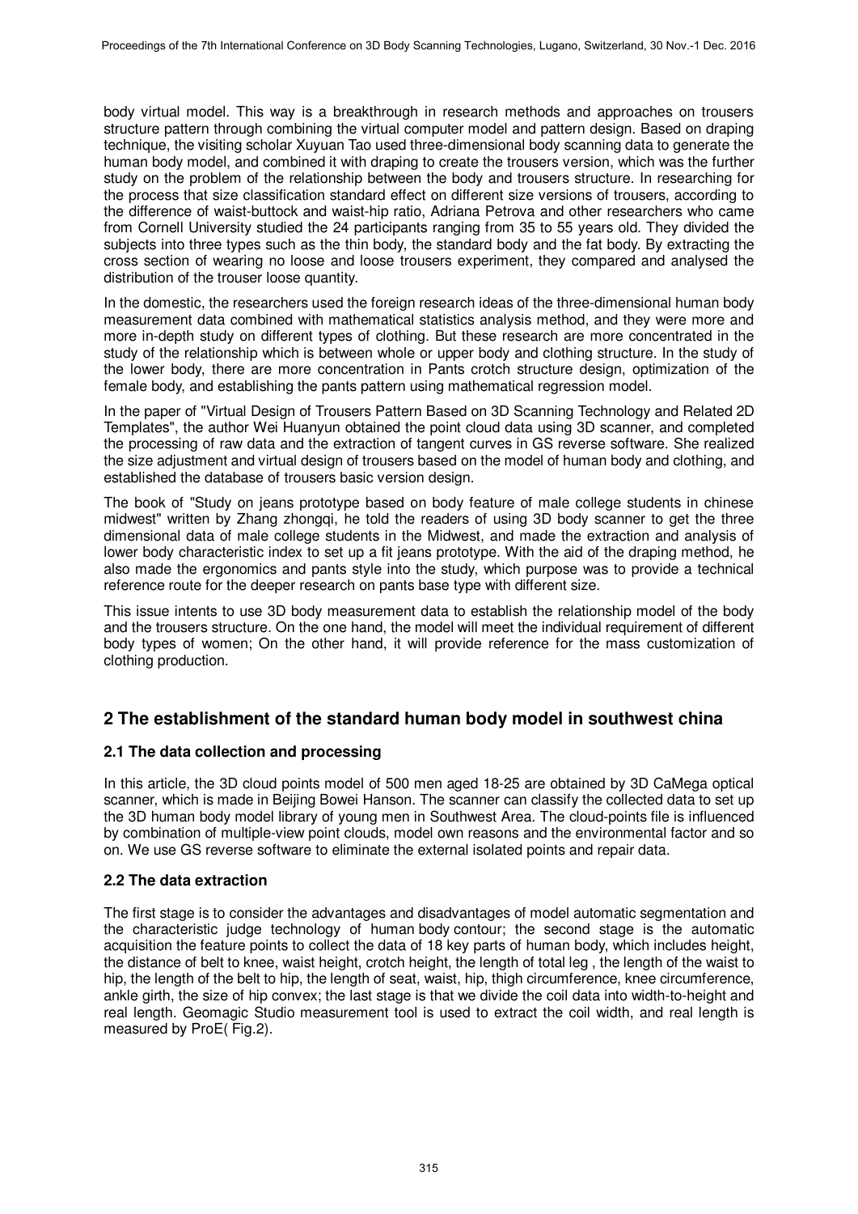body virtual model. This way is a breakthrough in research methods and approaches on trousers structure pattern through combining the virtual computer model and pattern design. Based on draping technique, the visiting scholar Xuyuan Tao used three-dimensional body scanning data to generate the human body model, and combined it with draping to create the trousers version, which was the further study on the problem of the relationship between the body and trousers structure. In researching for the process that size classification standard effect on different size versions of trousers, according to the difference of waist-buttock and waist-hip ratio, Adriana Petrova and other researchers who came from Cornell University studied the 24 participants ranging from 35 to 55 years old. They divided the subjects into three types such as the thin body, the standard body and the fat body. By extracting the cross section of wearing no loose and loose trousers experiment, they compared and analysed the distribution of the trouser loose quantity.

In the domestic, the researchers used the foreign research ideas of the three-dimensional human body measurement data combined with mathematical statistics analysis method, and they were more and more in-depth study on different types of clothing. But these research are more concentrated in the study of the relationship which is between whole or upper body and clothing structure. In the study of the lower body, there are more concentration in Pants crotch structure design, optimization of the female body, and establishing the pants pattern using mathematical regression model.

In the paper of "Virtual Design of Trousers Pattern Based on 3D Scanning Technology and Related 2D Templates", the author Wei Huanyun obtained the point cloud data using 3D scanner, and completed the processing of raw data and the extraction of tangent curves in GS reverse software. She realized the size adjustment and virtual design of trousers based on the model of human body and clothing, and established the database of trousers basic version design.

The book of "Study on jeans prototype based on body feature of male college students in chinese midwest" written by Zhang zhongqi, he told the readers of using 3D body scanner to get the three dimensional data of male college students in the Midwest, and made the extraction and analysis of lower body characteristic index to set up a fit jeans prototype. With the aid of the draping method, he also made the ergonomics and pants style into the study, which purpose was to provide a technical reference route for the deeper research on pants base type with different size.

This issue intents to use 3D body measurement data to establish the relationship model of the body and the trousers structure. On the one hand, the model will meet the individual requirement of different body types of women; On the other hand, it will provide reference for the mass customization of clothing production.

## 2 The establishment of the standard human body model in southwest china

### 2.1 The data collection and processing

In this article, the 3D cloud points model of 500 men aged 18-25 are obtained by 3D CaMega optical scanner, which is made in Beijing Bowei Hanson. The scanner can classify the collected data to set up the 3D human body model library of young men in Southwest Area. The cloud-points file is influenced by combination of multiple-view point clouds, model own reasons and the environmental factor and so on. We use GS reverse software to eliminate the external isolated points and repair data.

### 2.2 The data extraction

The first stage is to consider the advantages and disadvantages of model automatic segmentation and the characteristic judge technology of human body contour; the second stage is the automatic acquisition the feature points to collect the data of 18 key parts of human body, which includes height, the distance of belt to knee, waist height, crotch height, the length of total leg , the length of the waist to hip, the length of the belt to hip, the length of seat, waist, hip, thigh circumference, knee circumference, ankle girth, the size of hip convex; the last stage is that we divide the coil data into width-to-height and real length. Geomagic Studio measurement tool is used to extract the coil width, and real length is measured by ProE( Fig.2).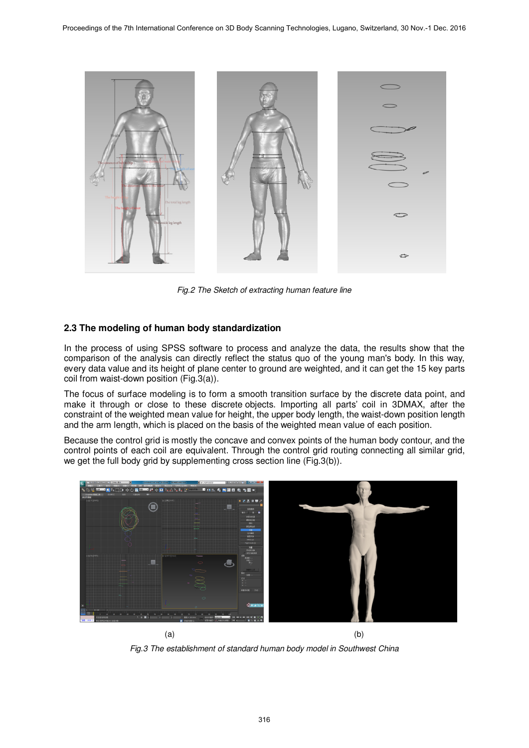*Fig.2 The Sketch of extracting human feature line*

## 2.3 The modeling of human body standardization

In the process of using SPSS software to process and analyze the data, the results show that the comparison of the analysis can directly reflect the status quo of the young man's body. In this way, every data value and its height of plane center to ground are weighted, and it can get the 15 key parts coil from waist-down position (Fig.3(a)).

The focus of surface modeling is to form a smooth transition surface by the discrete data point, and make it through or close to these discrete objects. Importing all parts' coil in 3DMAX, after the constraint of the weighted mean value for height, the upper body length, the waist-down position length and the arm length, which is placed on the basis of the weighted mean value of each position.

Because the control grid is mostly the concave and convex points of the human body contour, and the control points of each coil are equivalent. Through the control grid routing connecting all similar grid, we get the full body grid by supplementing cross section line (Fig.3(b)).

(a) (b)

*Fig.3 The establishment of standard human body model in Southwest China*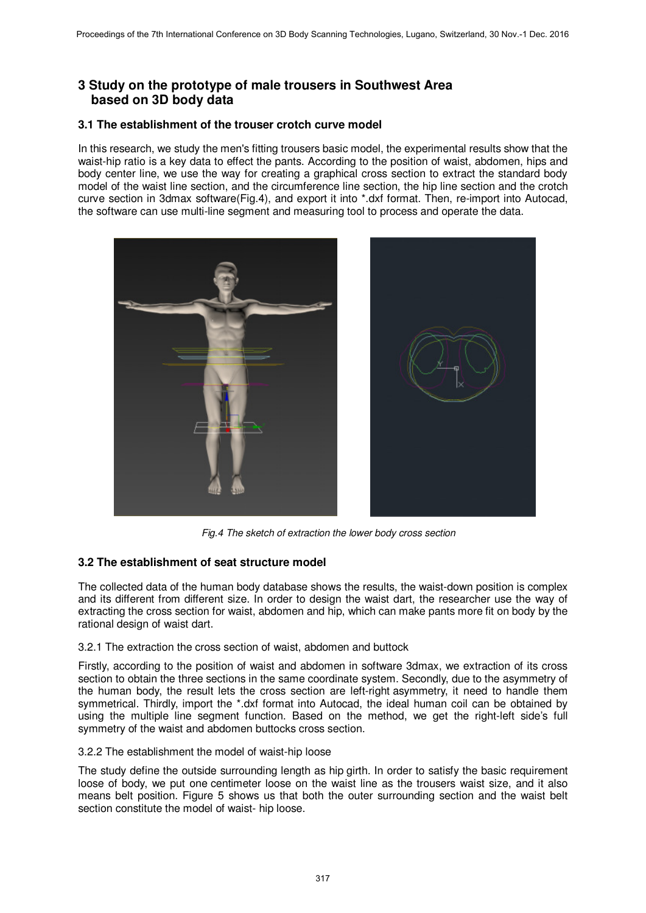# 3 Study on the prototype of male trousers in Southwest Area based on 3D body data

## 3.1 The establishment of the trouser crotch curve model

In this research, we study the men's fitting trousers basic model, the experimental results show that the waist-hip ratio is a key data to effect the pants. According to the position of waist, abdomen, hips and body center line, we use the way for creating a graphical cross section to extract the standard body model of the waist line section, and the circumference line section, the hip line section and the crotch curve section in 3dmax software(Fig.4), and export it into *.dxf format. Then, re-import into Autocad, the software can use multi-line segment and measuring tool to process and operate the data.

*Fig.4 The sketch of extraction the lower body cross section*

## 3.2 The establishment of seat structure model

The collected data of the human body database shows the results, the waist-down position is complex and its different from different size. In order to design the waist dart, the researcher use the way of extracting the cross section for waist, abdomen and hip, which can make pants more fit on body by the rational design of waist dart.

### 3.2.1 The extraction the cross section of waist, abdomen and buttock

Firstly, according to the position of waist and abdomen in software 3dmax, we extraction of its cross section to obtain the three sections in the same coordinate system. Secondly, due to the asymmetry of the human body, the result lets the cross section are left-right asymmetry, it need to handle them symmetrical. Thirdly, import the *.dxf format into Autocad, the ideal human coil can be obtained by using the multiple line segment function. Based on the method, we get the right-left side's full symmetry of the waist and abdomen buttocks cross section.

### 3.2.2 The establishment the model of waist-hip loose

The study define the outside surrounding length as hip girth. In order to satisfy the basic requirement loose of body, we put one centimeter loose on the waist line as the trousers waist size, and it also means belt position. Figure 5 shows us that both the outer surrounding section and the waist belt section constitute the model of waist- hip loose.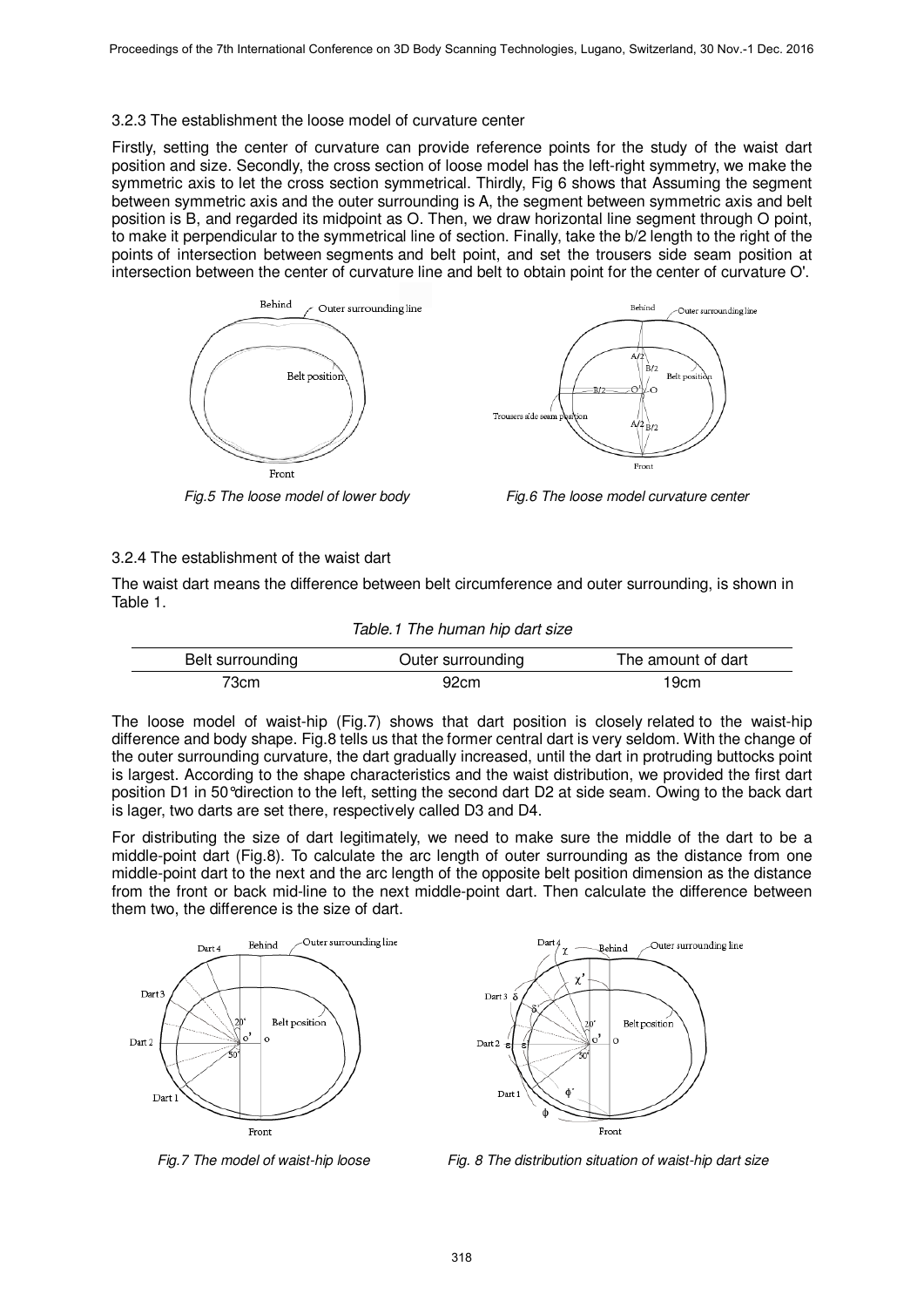3.2.3 The establishment the loose model of curvature center

Firstly, setting the center of curvature can provide reference points for the study of the waist dart position and size. Secondly, the cross section of loose model has the left-right symmetry, we make the symmetric axis to let the cross section symmetrical. Thirdly, Fig 6 shows that Assuming the segment between symmetric axis and the outer surrounding is A, the segment between symmetric axis and belt position is B, and regarded its midpoint as O. Then, we draw horizontal line segment through O point, to make it perpendicular to the symmetrical line of section. Finally, take the b/2 length to the right of the points of intersection between segments and belt point, and set the trousers side seam position at intersection between the center of curvature line and belt to obtain point for the center of curvature O'.

*Fig.5 The loose model of lower body*

*Fig.6 The loose model curvature center*

3.2.4 The establishment of the waist dart

The waist dart means the difference between belt circumference and outer surrounding, is shown in Table 1.

*Table.1 The human hip dart size*

| Belt surrounding | Outer surrounding | The amount of dart |
|---|---|---|
| 73cm | 92cm | 19cm |

The loose model of waist-hip (Fig.7) shows that dart position is closely related to the waist-hip difference and body shape. Fig.8 tells us that the former central dart is very seldom. With the change of the outer surrounding curvature, the dart gradually increased, until the dart in protruding buttocks point is largest. According to the shape characteristics and the waist distribution, we provided the first dart position D1 in 50°direction to the left, setting the second dart D2 at side seam. Owing to the back dart is lager, two darts are set there, respectively called D3 and D4.

For distributing the size of dart legitimately, we need to make sure the middle of the dart to be a middle-point dart (Fig.8). To calculate the arc length of outer surrounding as the distance from one middle-point dart to the next and the arc length of the opposite belt position dimension as the distance from the front or back mid-line to the next middle-point dart. Then calculate the difference between them two, the difference is the size of dart.

*Fig.7 The model of waist-hip loose*

*Fig. 8 The distribution situation of waist-hip dart size*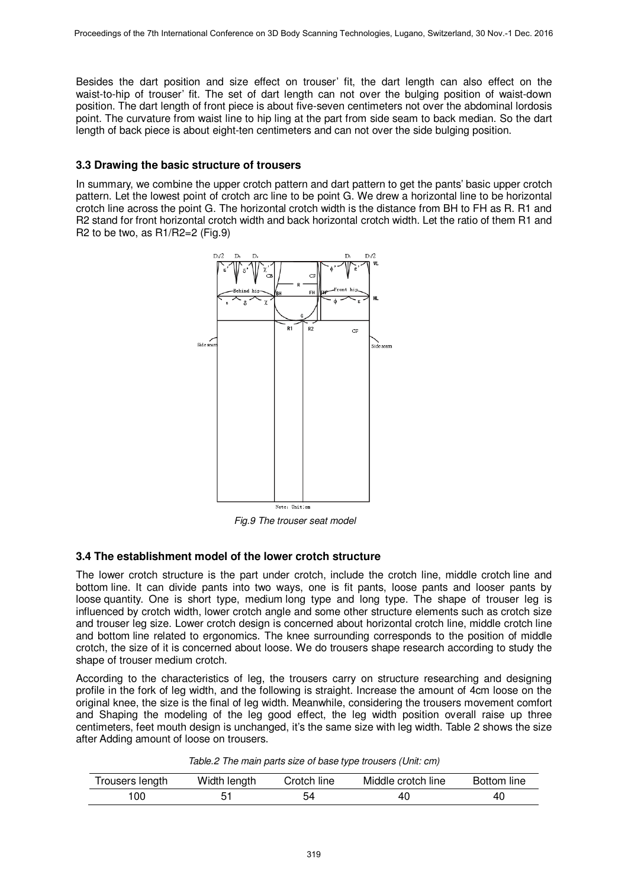Besides the dart position and size effect on trouser' fit, the dart length can also effect on the waist-to-hip of trouser' fit. The set of dart length can not over the bulging position of waist-down position. The dart length of front piece is about five-seven centimeters not over the abdominal lordosis point. The curvature from waist line to hip ling at the part from side seam to back median. So the dart length of back piece is about eight-ten centimeters and can not over the side bulging position.

### 3.3 Drawing the basic structure of trousers

In summary, we combine the upper crotch pattern and dart pattern to get the pants' basic upper crotch pattern. Let the lowest point of crotch arc line to be point G. We drew a horizontal line to be horizontal crotch line across the point G. The horizontal crotch width is the distance from BH to FH as R. R1 and R2 stand for front horizontal crotch width and back horizontal crotch width. Let the ratio of them R1 and R2 to be two, as R1/R2=2 (Fig.9)

*Fig.9 The trouser seat model*

### 3.4 The establishment model of the lower crotch structure

The lower crotch structure is the part under crotch, include the crotch line, middle crotch line and bottom line. It can divide pants into two ways, one is fit pants, loose pants and looser pants by loose quantity. One is short type, medium long type and long type. The shape of trouser leg is influenced by crotch width, lower crotch angle and some other structure elements such as crotch size and trouser leg size. Lower crotch design is concerned about horizontal crotch line, middle crotch line and bottom line related to ergonomics. The knee surrounding corresponds to the position of middle crotch, the size of it is concerned about loose. We do trousers shape research according to study the shape of trouser medium crotch.

According to the characteristics of leg, the trousers carry on structure researching and designing profile in the fork of leg width, and the following is straight. Increase the amount of 4cm loose on the original knee, the size is the final of leg width. Meanwhile, considering the trousers movement comfort and Shaping the modeling of the leg good effect, the leg width position overall raise up three centimeters, feet mouth design is unchanged, it's the same size with leg width. Table 2 shows the size after Adding amount of loose on trousers.

*Table.2 The main parts size of base type trousers (Unit: cm)*

| Trousers length | Width length | Crotch line | Middle crotch line | Bottom line |
|---|---|---|---|---|
| 100 | 51 | 54 | 40 | 40 |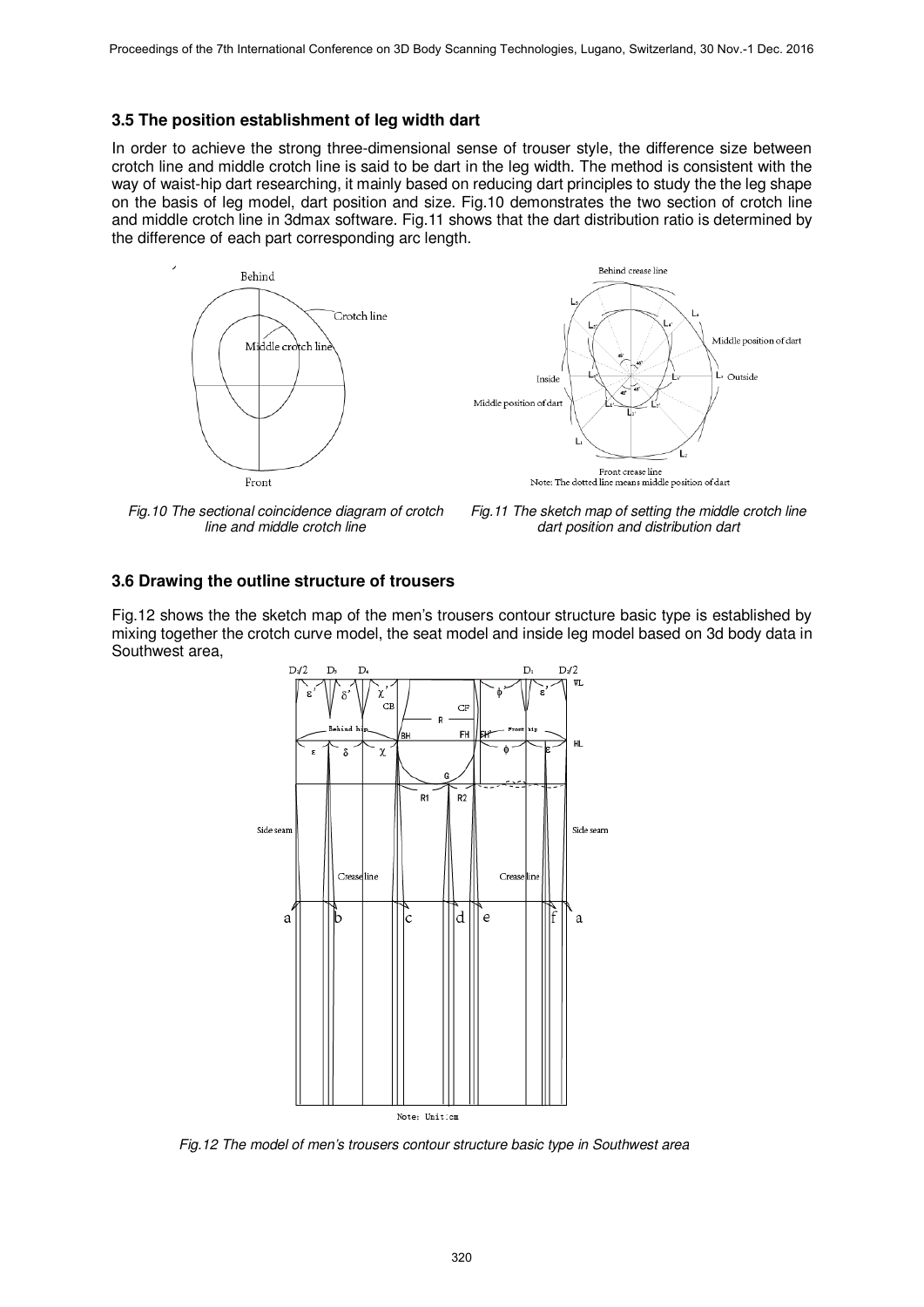### 3.5 The position establishment of leg width dart

In order to achieve the strong three-dimensional sense of trouser style, the difference size between crotch line and middle crotch line is said to be dart in the leg width. The method is consistent with the way of waist-hip dart researching, it mainly based on reducing dart principles to study the the leg shape on the basis of leg model, dart position and size. Fig.10 demonstrates the two section of crotch line and middle crotch line in 3dmax software. Fig.11 shows that the dart distribution ratio is determined by the difference of each part corresponding arc length.

*Fig.10 The sectional coincidence diagram of crotch line and middle crotch line*

*Fig.11 The sketch map of setting the middle crotch line dart position and distribution dart*

### 3.6 Drawing the outline structure of trousers

Fig.12 shows the the sketch map of the men's trousers contour structure basic type is established by mixing together the crotch curve model, the seat model and inside leg model based on 3d body data in Southwest area,

*Fig.12 The model of men's trousers contour structure basic type in Southwest area*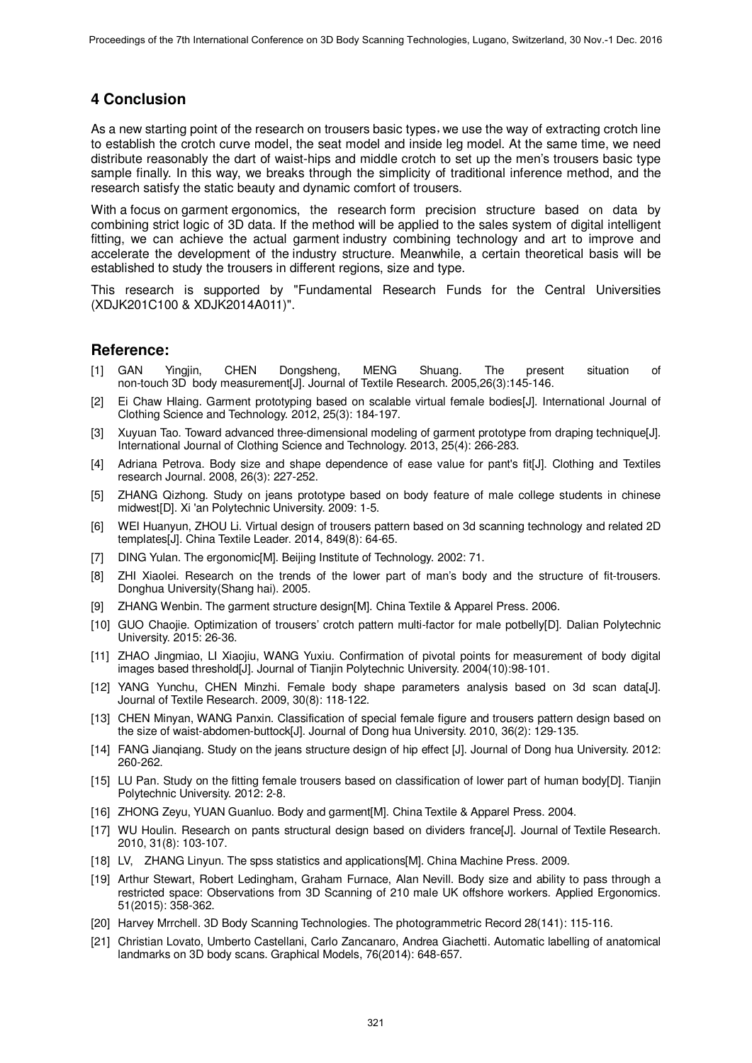## 4 Conclusion

As a new starting point of the research on trousers basic types，we use the way of extracting crotch line to establish the crotch curve model, the seat model and inside leg model. At the same time, we need distribute reasonably the dart of waist-hips and middle crotch to set up the men's trousers basic type sample finally. In this way, we breaks through the simplicity of traditional inference method, and the research satisfy the static beauty and dynamic comfort of trousers.

With a focus on garment ergonomics, the research form precision structure based on data by combining strict logic of 3D data. If the method will be applied to the sales system of digital intelligent fitting, we can achieve the actual garment industry combining technology and art to improve and accelerate the development of the industry structure. Meanwhile, a certain theoretical basis will be established to study the trousers in different regions, size and type.

This research is supported by "Fundamental Research Funds for the Central Universities (XDJK201C100 & XDJK2014A011)".

## Reference:

[1] GAN Yingjin, CHEN Dongsheng, MENG Shuang. The present situation of non-touch 3D body measurement[J]. Journal of Textile Research. 2005,26(3):145-146.

[2] Ei Chaw Hlaing. Garment prototyping based on scalable virtual female bodies[J]. International Journal of Clothing Science and Technology. 2012, 25(3): 184-197.

[3] Xuyuan Tao. Toward advanced three-dimensional modeling of garment prototype from draping technique[J]. International Journal of Clothing Science and Technology. 2013, 25(4): 266-283.

[4] Adriana Petrova. Body size and shape dependence of ease value for pant's fit[J]. Clothing and Textiles research Journal. 2008, 26(3): 227-252.

[5] ZHANG Qizhong. Study on jeans prototype based on body feature of male college students in chinese midwest[D]. Xi 'an Polytechnic University. 2009: 1-5.

[6] WEI Huanyun, ZHOU Li. Virtual design of trousers pattern based on 3d scanning technology and related 2D templates[J]. China Textile Leader. 2014, 849(8): 64-65.

[7] DING Yulan. The ergonomic[M]. Beijing Institute of Technology. 2002: 71.

[8] ZHI Xiaolei. Research on the trends of the lower part of man's body and the structure of fit-trousers. Donghua University(Shang hai). 2005.

[9] ZHANG Wenbin. The garment structure design[M]. China Textile & Apparel Press. 2006.

[10] GUO Chaojie. Optimization of trousers' crotch pattern multi-factor for male potbelly[D]. Dalian Polytechnic University. 2015: 26-36.

[11] ZHAO Jingmiao, LI Xiaojiu, WANG Yuxiu. Confirmation of pivotal points for measurement of body digital images based threshold[J]. Journal of Tianjin Polytechnic University. 2004(10):98-101.

[12] YANG Yunchu, CHEN Minzhi. Female body shape parameters analysis based on 3d scan data[J]. Journal of Textile Research. 2009, 30(8): 118-122.

[13] CHEN Minyan, WANG Panxin. Classification of special female figure and trousers pattern design based on the size of waist-abdomen-buttock[J]. Journal of Dong hua University. 2010, 36(2): 129-135.

[14] FANG Jianqiang. Study on the jeans structure design of hip effect [J]. Journal of Dong hua University. 2012: 260-262.

[15] LU Pan. Study on the fitting female trousers based on classification of lower part of human body[D]. Tianjin Polytechnic University. 2012: 2-8.

[16] ZHONG Zeyu, YUAN Guanluo. Body and garment[M]. China Textile & Apparel Press. 2004.

[17] WU Houlin. Research on pants structural design based on dividers france[J]. Journal of Textile Research. 2010, 31(8): 103-107.

[18] LV, ZHANG Linyun. The spss statistics and applications[M]. China Machine Press. 2009.

[19] Arthur Stewart, Robert Ledingham, Graham Furnace, Alan Nevill. Body size and ability to pass through a restricted space: Observations from 3D Scanning of 210 male UK offshore workers. Applied Ergonomics. 51(2015): 358-362.

[20] Harvey Mrrchell. 3D Body Scanning Technologies. The photogrammetric Record 28(141): 115-116.

[21] Christian Lovato, Umberto Castellani, Carlo Zancanaro, Andrea Giachetti. Automatic labelling of anatomical landmarks on 3D body scans. Graphical Models, 76(2014): 648-657.